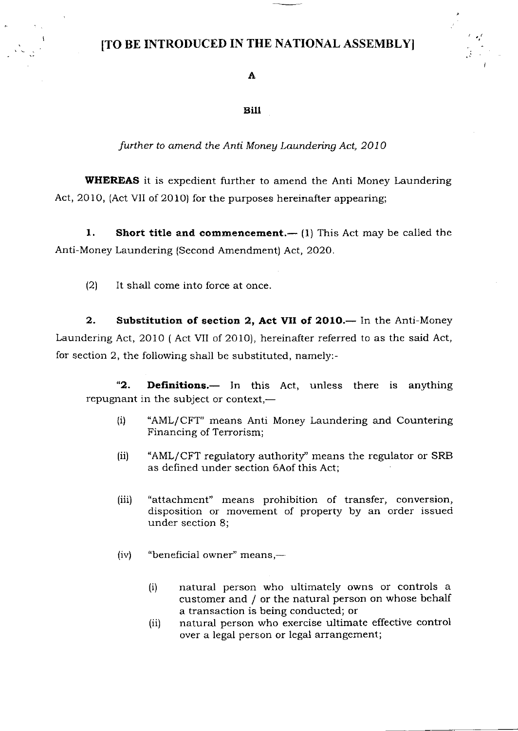**[TO BE INTRODUCED IN THE NATIONAL ASSEMBLY]**

**A**

**Bill**

*further to amend the Anti Money Laundering Act, 2010*

**WHEREAS** it is expedient further to amend the Anti Money Laundering Act, 2010, (Act VII of 2010) for the purposes hereinafter appearing;

**1. Short title and commencement.**— (1) This Act may be called the Anti-Money Laundering (Second Amendment) Act, 2020.

(2) It shall come into force at once.

**2. Substitution of section 2, Act VII of 2010.**— In the Anti-Money Laundering Act, 2010 ( Act VII of 2010), hereinafter referred to as the said Act, for section 2, the following shall be substituted, namely:-

"**2. Definitions.**— In this Act, unless there is anything repugnant in the subject or context,—

(i) "AML/CFT" means Anti Money Laundering and Countering Financing of Terrorism;

(ii) "AML/CFT regulatory authority" means the regulator or SRB as defined under section 6Aof this Act;

(iii) "attachment" means prohibition of transfer, conversion, disposition or movement of property by an order issued under section 8;

(iv) "beneficial owner" means,—

(i) natural person who ultimately owns or controls a customer and / or the natural person on whose behalf a transaction is being conducted; or

(ii) natural person who exercise ultimate effective control over a legal person or legal arrangement;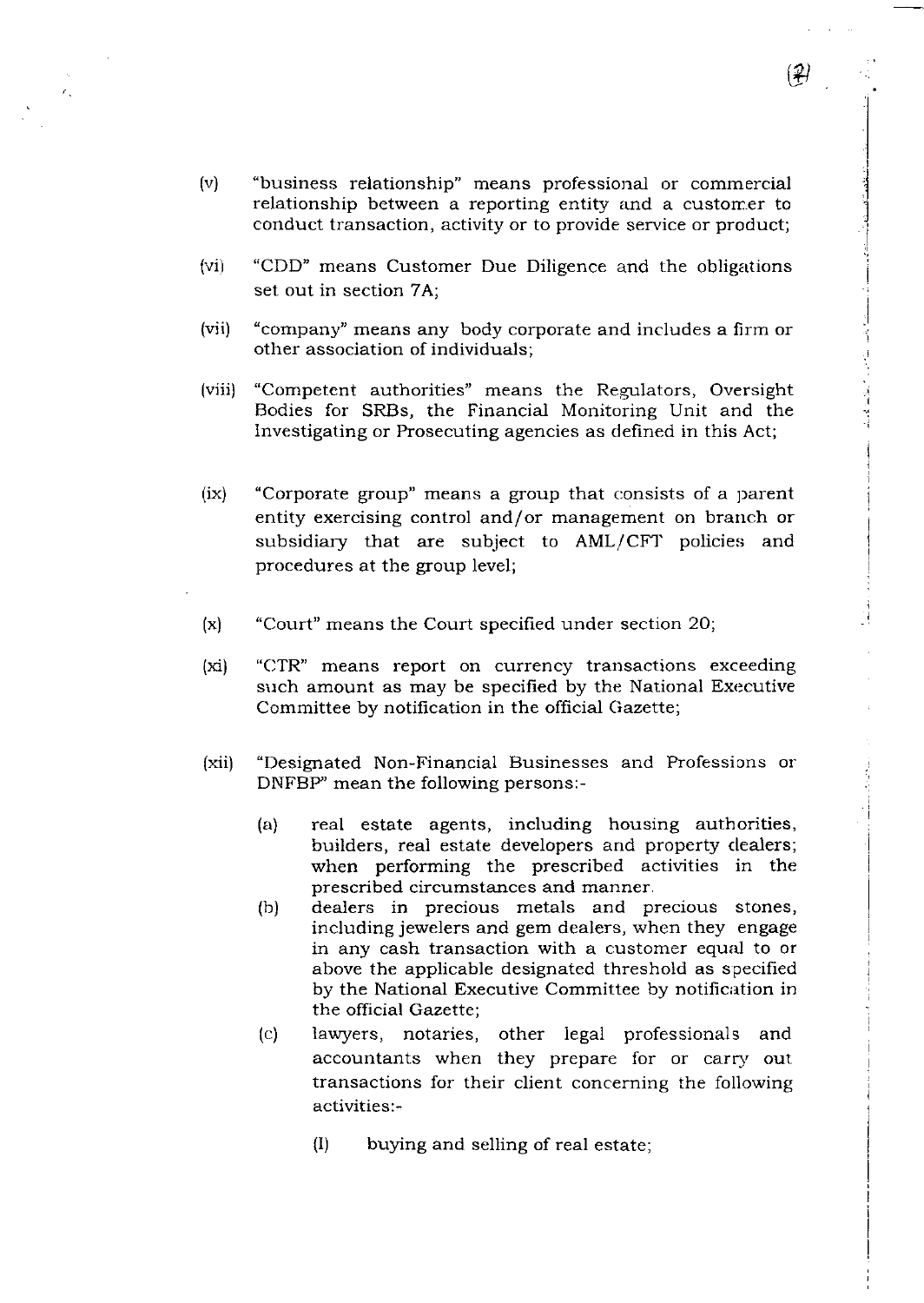(v) "business relationship" means professional or commercial relationship between a reporting entity and a customer to conduct transaction, activity or to provide service or product;

(vi) "CDD" means Customer Due Diligence and the obligations set out in section 7A;

(vii) "company" means any body corporate and includes a firm or other association of individuals;

(viii) "Competent authorities" means the Regulators, Oversight Bodies for SRBs, the Financial Monitoring Unit and the Investigating or Prosecuting agencies as defined in this Act;

(ix) "Corporate group" means a group that consists of a parent entity exercising control and/or management on branch or subsidiary that are subject to AML/CFT policies and procedures at the group level;

(x) "Court" means the Court specified under section 20;

(xi) "CTR" means report on currency transactions exceeding such amount as may be specified by the National Executive Committee by notification in the official Gazette;

(xii) "Designated Non-Financial Businesses and Professions or DNFBP" mean the following persons:-

  (a) real estate agents, including housing authorities, builders, real estate developers and property dealers; when performing the prescribed activities in the prescribed circumstances and manner.

  (b) dealers in precious metals and precious stones, including jewelers and gem dealers, when they engage in any cash transaction with a customer equal to or above the applicable designated threshold as specified by the National Executive Committee by notification in the official Gazette;

  (c) lawyers, notaries, other legal professionals and accountants when they prepare for or carry out transactions for their client concerning the following activities:-

    (I) buying and selling of real estate;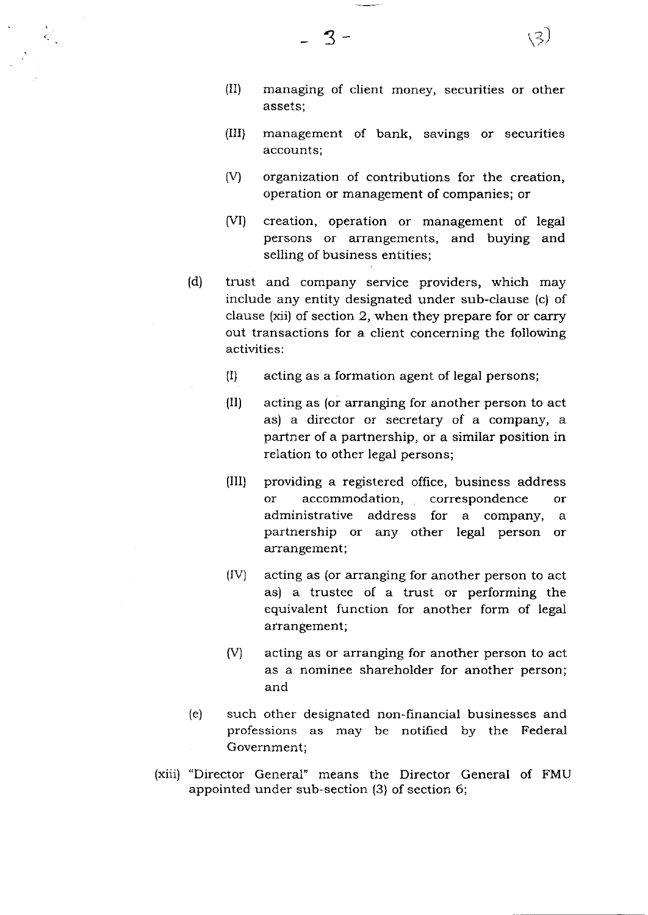(II) managing of client money, securities or other assets;

(III) management of bank, savings or securities accounts;

(V) organization of contributions for the creation, operation or management of companies; or

(VI) creation, operation or management of legal persons or arrangements, and buying and selling of business entities;

(d) trust and company service providers, which may include any entity designated under sub-clause (c) of clause (xii) of section 2, when they prepare for or carry out transactions for a client concerning the following activities:

(I) acting as a formation agent of legal persons;

(II) acting as (or arranging for another person to act as) a director or secretary of a company, a partner of a partnership, or a similar position in relation to other legal persons;

(III) providing a registered office, business address or accommodation, correspondence or administrative address for a company, a partnership or any other legal person or arrangement;

(IV) acting as (or arranging for another person to act as) a trustee of a trust or performing the equivalent function for another form of legal arrangement;

(V) acting as or arranging for another person to act as a nominee shareholder for another person; and

(e) such other designated non-financial businesses and professions as may be notified by the Federal Government;

(xiii) "Director General" means the Director General of FMU appointed under sub-section (3) of section 6;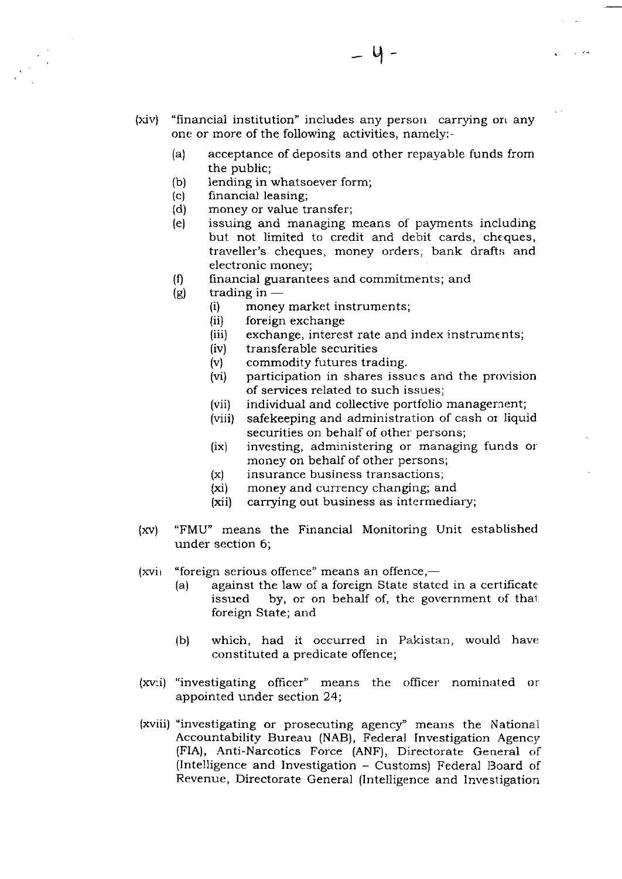(xiv) "financial institution" includes any person carrying on any one or more of the following activities, namely:-

- (a) acceptance of deposits and other repayable funds from the public;
- (b) lending in whatsoever form;
- (c) financial leasing;
- (d) money or value transfer;
- (e) issuing and managing means of payments including but not limited to credit and debit cards, cheques, traveller's cheques, money orders, bank drafts and electronic money;
- (f) financial guarantees and commitments; and
- (g) trading in —
  - (i) money market instruments;
  - (ii) foreign exchange
  - (iii) exchange, interest rate and index instruments;
  - (iv) transferable securities
  - (v) commodity futures trading.
  - (vi) participation in shares issues and the provision of services related to such issues;
  - (vii) individual and collective portfolio management;
  - (viii) safekeeping and administration of cash or liquid securities on behalf of other persons;
  - (ix) investing, administering or managing funds or money on behalf of other persons;
  - (x) insurance business transactions;
  - (xi) money and currency changing; and
  - (xii) carrying out business as intermediary;

(xv) "FMU" means the Financial Monitoring Unit established under section 6;

(xvi) "foreign serious offence" means an offence,—

- (a) against the law of a foreign State stated in a certificate issued by, or on behalf of, the government of that foreign State; and
- (b) which, had it occurred in Pakistan, would have constituted a predicate offence;

(xvii) "investigating officer" means the officer nominated or appointed under section 24;

(xviii) "investigating or prosecuting agency" means the National Accountability Bureau (NAB), Federal Investigation Agency (FIA), Anti-Narcotics Force (ANF), Directorate General of (Intelligence and Investigation – Customs) Federal Board of Revenue, Directorate General (Intelligence and Investigation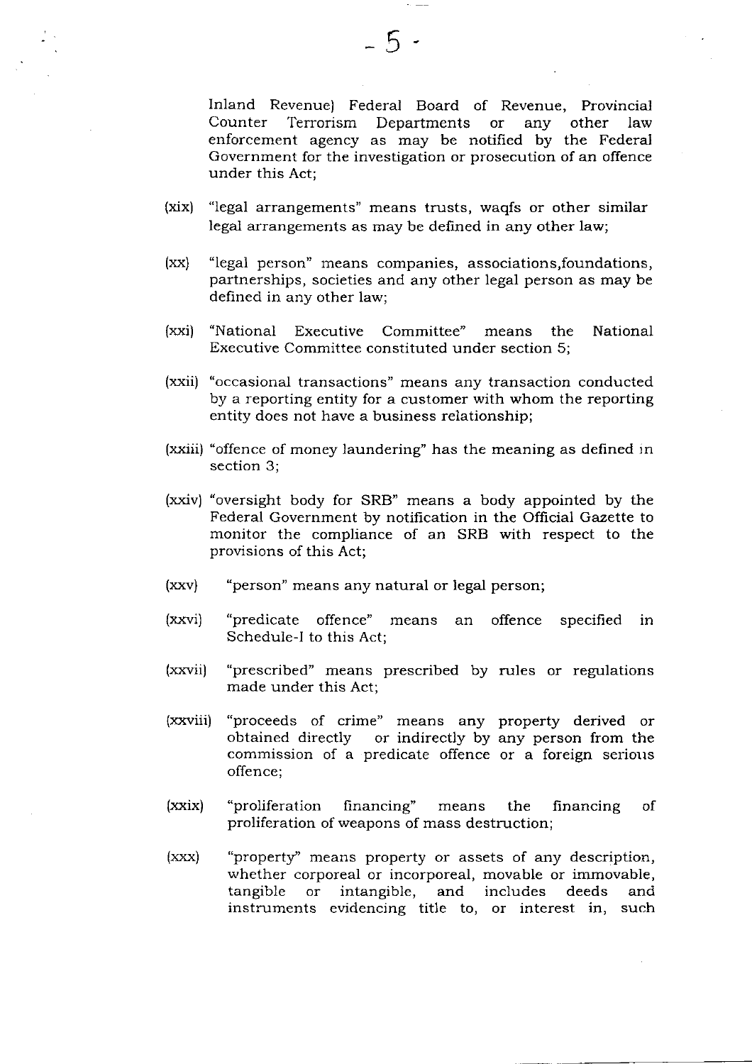Inland Revenue) Federal Board of Revenue, Provincial Counter Terrorism Departments or any other law enforcement agency as may be notified by the Federal Government for the investigation or prosecution of an offence under this Act;

(xix) "legal arrangements" means trusts, waqfs or other similar legal arrangements as may be defined in any other law;

(xx) "legal person" means companies, associations,foundations, partnerships, societies and any other legal person as may be defined in any other law;

(xxi) "National Executive Committee" means the National Executive Committee constituted under section 5;

(xxii) "occasional transactions" means any transaction conducted by a reporting entity for a customer with whom the reporting entity does not have a business relationship;

(xxiii) "offence of money laundering" has the meaning as defined in section 3;

(xxiv) "oversight body for SRB" means a body appointed by the Federal Government by notification in the Official Gazette to monitor the compliance of an SRB with respect to the provisions of this Act;

(xxv) "person" means any natural or legal person;

(xxvi) "predicate offence" means an offence specified in Schedule-I to this Act;

(xxvii) "prescribed" means prescribed by rules or regulations made under this Act;

(xxviii) "proceeds of crime" means any property derived or obtained directly or indirectly by any person from the commission of a predicate offence or a foreign serious offence;

(xxix) "proliferation financing" means the financing of proliferation of weapons of mass destruction;

(xxx) "property" means property or assets of any description, whether corporeal or incorporeal, movable or immovable, tangible or intangible, and includes deeds and instruments evidencing title to, or interest in, such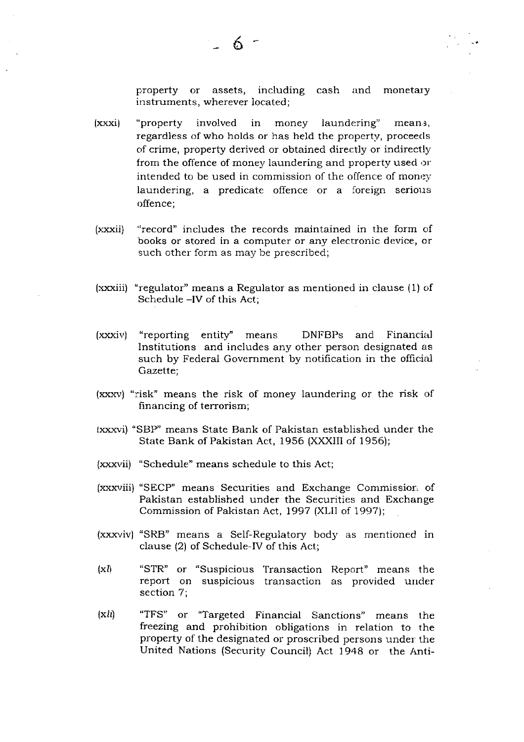property or assets, including cash and monetary instruments, wherever located;

(xxxi) "property involved in money laundering" means, regardless of who holds or has held the property, proceeds of crime, property derived or obtained directly or indirectly from the offence of money laundering and property used or intended to be used in commission of the offence of money laundering, a predicate offence or a foreign serious offence;

(xxxii) "record" includes the records maintained in the form of books or stored in a computer or any electronic device, or such other form as may be prescribed;

(xxxiii) "regulator" means a Regulator as mentioned in clause (1) of Schedule –IV of this Act;

(xxxiv) "reporting entity" means DNFBPs and Financial Institutions and includes any other person designated as such by Federal Government by notification in the official Gazette;

(xxxv) "risk" means the risk of money laundering or the risk of financing of terrorism;

(xxxvi) "SBP" means State Bank of Pakistan established under the State Bank of Pakistan Act, 1956 (XXXIII of 1956);

(xxxvii) "Schedule" means schedule to this Act;

(xxxviii) "SECP" means Securities and Exchange Commission of Pakistan established under the Securities and Exchange Commission of Pakistan Act, 1997 (XLII of 1997);

(xxxviv) "SRB" means a Self-Regulatory body as mentioned in clause (2) of Schedule-IV of this Act;

(*xl*) "STR" or "Suspicious Transaction Report" means the report on suspicious transaction as provided under section 7;

(*xli*) "TFS" or "Targeted Financial Sanctions" means the freezing and prohibition obligations in relation to the property of the designated or proscribed persons under the United Nations (Security Council) Act 1948 or the Anti-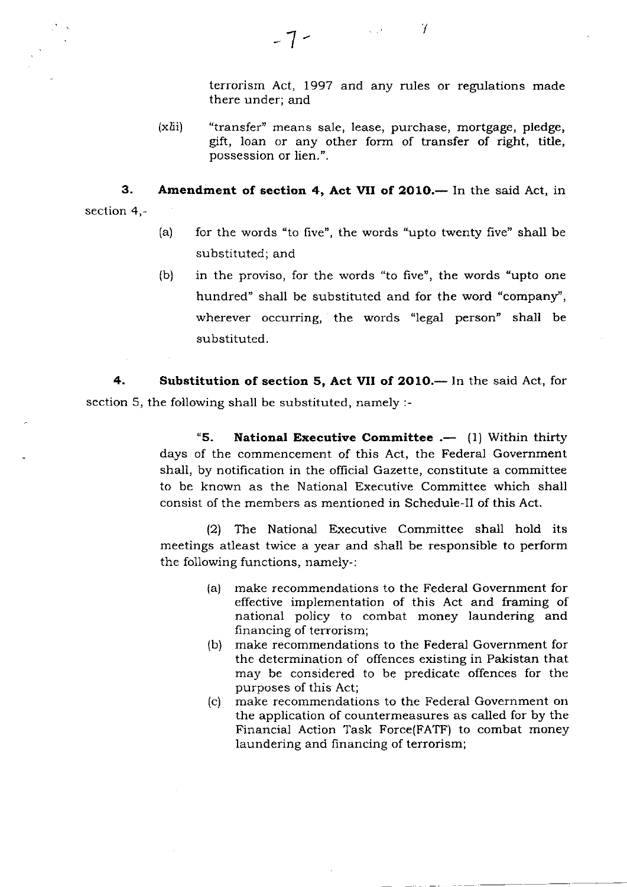terrorism Act, 1997 and any rules or regulations made there under; and

(xlii) "transfer" means sale, lease, purchase, mortgage, pledge, gift, loan or any other form of transfer of right, title, possession or lien.".

**3. Amendment of section 4, Act VII of 2010.—** In the said Act, in section 4,-

(a) for the words "to five", the words "upto twenty five" shall be substituted; and

(b) in the proviso, for the words "to five", the words "upto one hundred" shall be substituted and for the word "company", wherever occurring, the words "legal person" shall be substituted.

**4. Substitution of section 5, Act VII of 2010.—** In the said Act, for section 5, the following shall be substituted, namely :-

"**5. National Executive Committee .—** (1) Within thirty days of the commencement of this Act, the Federal Government shall, by notification in the official Gazette, constitute a committee to be known as the National Executive Committee which shall consist of the members as mentioned in Schedule-II of this Act.

(2) The National Executive Committee shall hold its meetings atleast twice a year and shall be responsible to perform the following functions, namely-:

(a) make recommendations to the Federal Government for effective implementation of this Act and framing of national policy to combat money laundering and financing of terrorism;

(b) make recommendations to the Federal Government for the determination of offences existing in Pakistan that may be considered to be predicate offences for the purposes of this Act;

(c) make recommendations to the Federal Government on the application of countermeasures as called for by the Financial Action Task Force(FATF) to combat money laundering and financing of terrorism;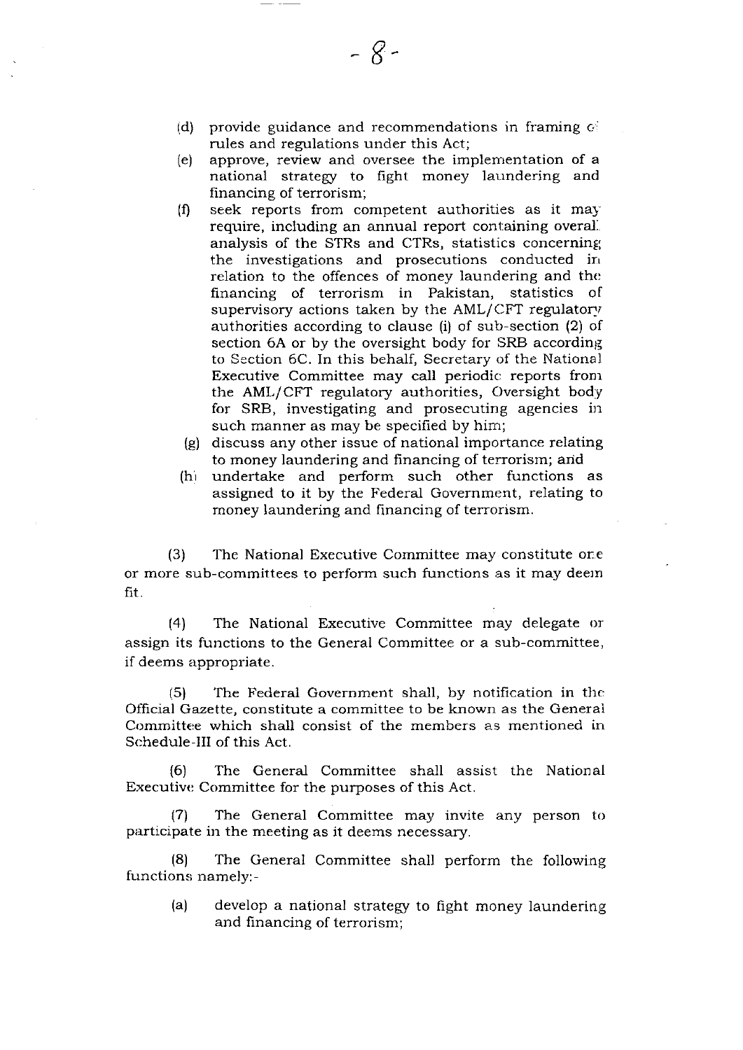(d) provide guidance and recommendations in framing of rules and regulations under this Act;

(e) approve, review and oversee the implementation of a national strategy to fight money laundering and financing of terrorism;

(f) seek reports from competent authorities as it may require, including an annual report containing overall analysis of the STRs and CTRs, statistics concerning the investigations and prosecutions conducted in relation to the offences of money laundering and the financing of terrorism in Pakistan, statistics of supervisory actions taken by the AML/CFT regulatory authorities according to clause (i) of sub-section (2) of section 6A or by the oversight body for SRB according to Section 6C. In this behalf, Secretary of the National Executive Committee may call periodic reports from the AML/CFT regulatory authorities, Oversight body for SRB, investigating and prosecuting agencies in such manner as may be specified by him;

(g) discuss any other issue of national importance relating to money laundering and financing of terrorism; and

(h) undertake and perform such other functions as assigned to it by the Federal Government, relating to money laundering and financing of terrorism.

(3) The National Executive Committee may constitute one or more sub-committees to perform such functions as it may deem fit.

(4) The National Executive Committee may delegate or assign its functions to the General Committee or a sub-committee, if deems appropriate.

(5) The Federal Government shall, by notification in the Official Gazette, constitute a committee to be known as the General Committee which shall consist of the members as mentioned in Schedule-III of this Act.

(6) The General Committee shall assist the National Executive Committee for the purposes of this Act.

(7) The General Committee may invite any person to participate in the meeting as it deems necessary.

(8) The General Committee shall perform the following functions namely:-

(a) develop a national strategy to fight money laundering and financing of terrorism;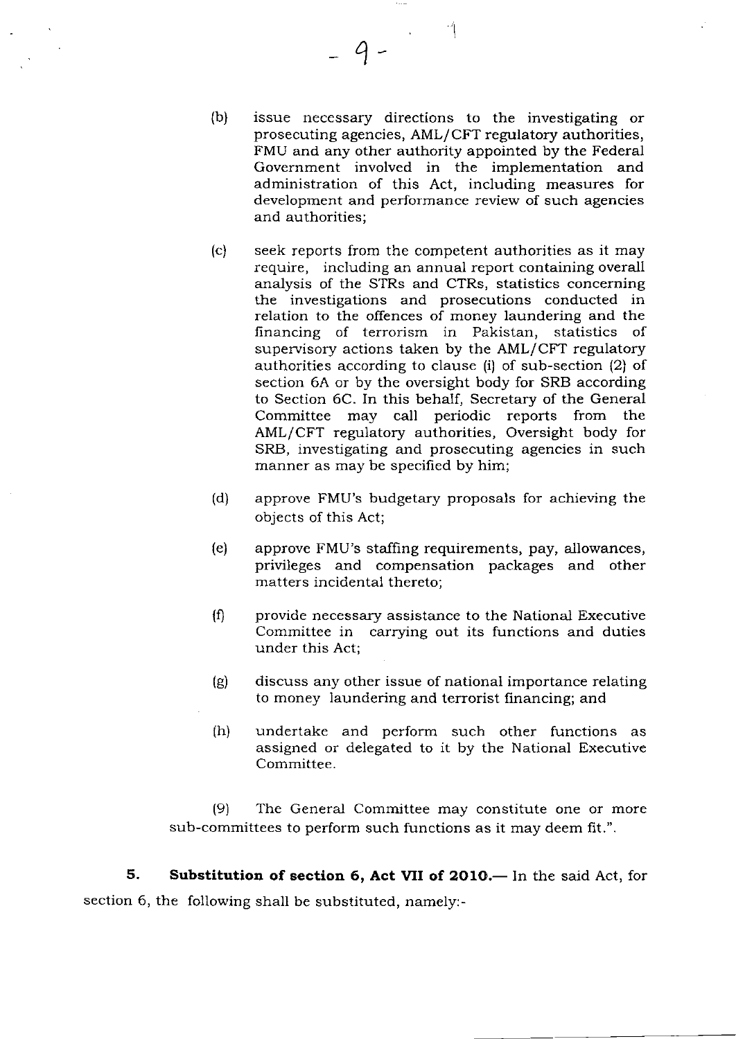(b) issue necessary directions to the investigating or prosecuting agencies, AML/CFT regulatory authorities, FMU and any other authority appointed by the Federal Government involved in the implementation and administration of this Act, including measures for development and performance review of such agencies and authorities;

(c) seek reports from the competent authorities as it may require, including an annual report containing overall analysis of the STRs and CTRs, statistics concerning the investigations and prosecutions conducted in relation to the offences of money laundering and the financing of terrorism in Pakistan, statistics of supervisory actions taken by the AML/CFT regulatory authorities according to clause (i) of sub-section (2) of section 6A or by the oversight body for SRB according to Section 6C. In this behalf, Secretary of the General Committee may call periodic reports from the AML/CFT regulatory authorities, Oversight body for SRB, investigating and prosecuting agencies in such manner as may be specified by him;

(d) approve FMU's budgetary proposals for achieving the objects of this Act;

(e) approve FMU's staffing requirements, pay, allowances, privileges and compensation packages and other matters incidental thereto;

(f) provide necessary assistance to the National Executive Committee in carrying out its functions and duties under this Act;

(g) discuss any other issue of national importance relating to money laundering and terrorist financing; and

(h) undertake and perform such other functions as assigned or delegated to it by the National Executive Committee.

(9) The General Committee may constitute one or more sub-committees to perform such functions as it may deem fit.".

**5. Substitution of section 6, Act VII of 2010.—** In the said Act, for section 6, the following shall be substituted, namely:-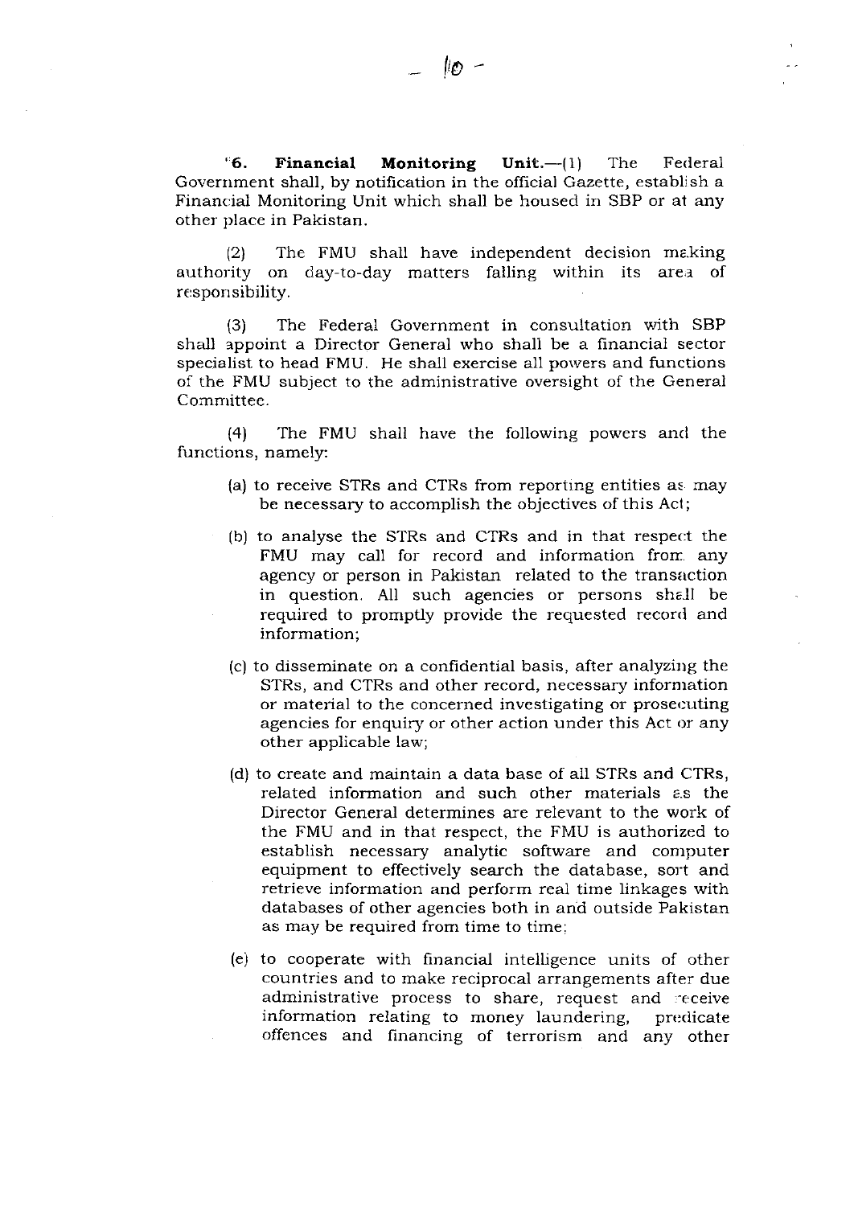"**6. Financial Monitoring Unit.**—(1) The Federal Government shall, by notification in the official Gazette, establish a Financial Monitoring Unit which shall be housed in SBP or at any other place in Pakistan.

(2) The FMU shall have independent decision making authority on day-to-day matters falling within its area of responsibility.

(3) The Federal Government in consultation with SBP shall appoint a Director General who shall be a financial sector specialist to head FMU. He shall exercise all powers and functions of the FMU subject to the administrative oversight of the General Committee.

(4) The FMU shall have the following powers and the functions, namely:

(a) to receive STRs and CTRs from reporting entities as may be necessary to accomplish the objectives of this Act;

(b) to analyse the STRs and CTRs and in that respect the FMU may call for record and information from any agency or person in Pakistan related to the transaction in question. All such agencies or persons shall be required to promptly provide the requested record and information;

(c) to disseminate on a confidential basis, after analyzing the STRs, and CTRs and other record, necessary information or material to the concerned investigating or prosecuting agencies for enquiry or other action under this Act or any other applicable law;

(d) to create and maintain a data base of all STRs and CTRs, related information and such other materials as the Director General determines are relevant to the work of the FMU and in that respect, the FMU is authorized to establish necessary analytic software and computer equipment to effectively search the database, sort and retrieve information and perform real time linkages with databases of other agencies both in and outside Pakistan as may be required from time to time;

(e) to cooperate with financial intelligence units of other countries and to make reciprocal arrangements after due administrative process to share, request and receive information relating to money laundering, predicate offences and financing of terrorism and any other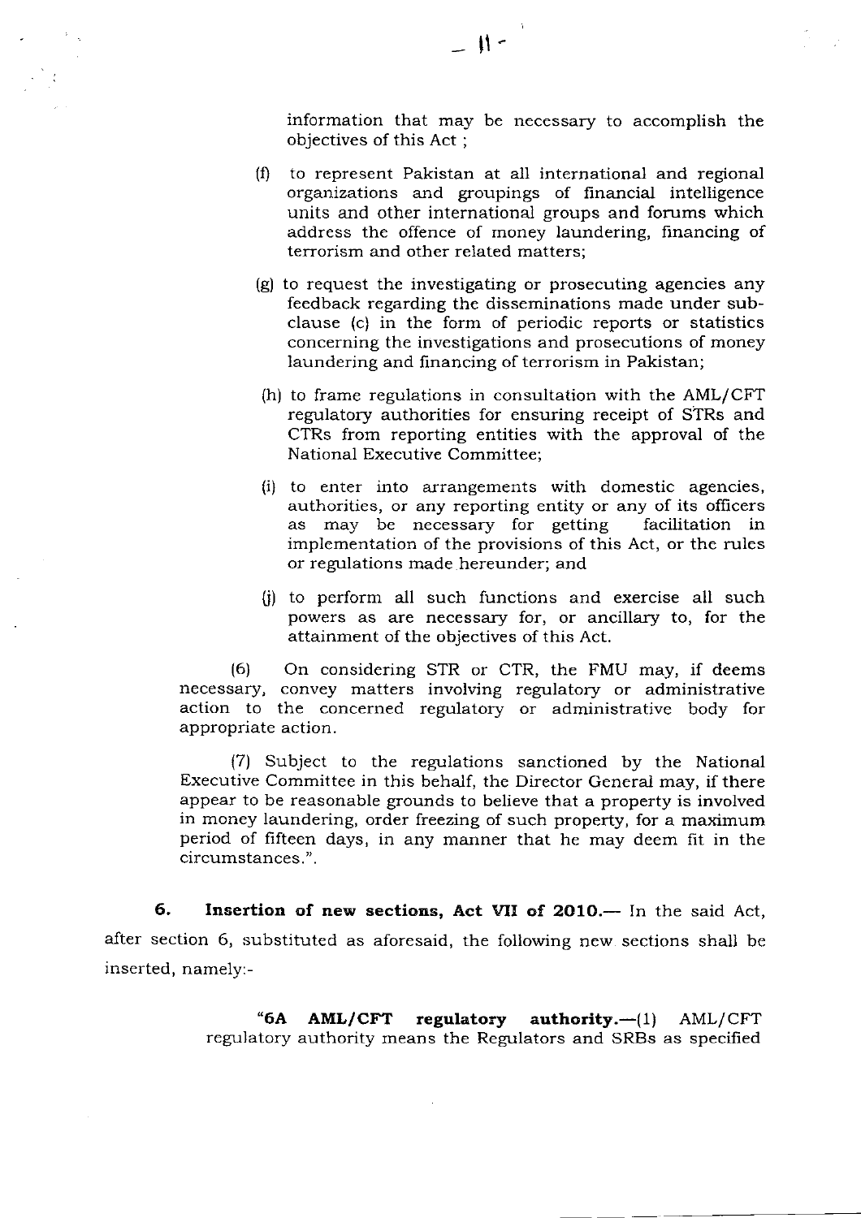information that may be necessary to accomplish the objectives of this Act ;

(f) to represent Pakistan at all international and regional organizations and groupings of financial intelligence units and other international groups and forums which address the offence of money laundering, financing of terrorism and other related matters;

(g) to request the investigating or prosecuting agencies any feedback regarding the disseminations made under sub-clause (c) in the form of periodic reports or statistics concerning the investigations and prosecutions of money laundering and financing of terrorism in Pakistan;

(h) to frame regulations in consultation with the AML/CFT regulatory authorities for ensuring receipt of STRs and CTRs from reporting entities with the approval of the National Executive Committee;

(i) to enter into arrangements with domestic agencies, authorities, or any reporting entity or any of its officers as may be necessary for getting facilitation in implementation of the provisions of this Act, or the rules or regulations made hereunder; and

(j) to perform all such functions and exercise all such powers as are necessary for, or ancillary to, for the attainment of the objectives of this Act.

(6) On considering STR or CTR, the FMU may, if deems necessary, convey matters involving regulatory or administrative action to the concerned regulatory or administrative body for appropriate action.

(7) Subject to the regulations sanctioned by the National Executive Committee in this behalf, the Director General may, if there appear to be reasonable grounds to believe that a property is involved in money laundering, order freezing of such property, for a maximum period of fifteen days, in any manner that he may deem fit in the circumstances.".

**6. Insertion of new sections, Act VII of 2010.**— In the said Act, after section 6, substituted as aforesaid, the following new sections shall be inserted, namely:-

"**6A AML/CFT regulatory authority.**—(1) AML/CFT regulatory authority means the Regulators and SRBs as specified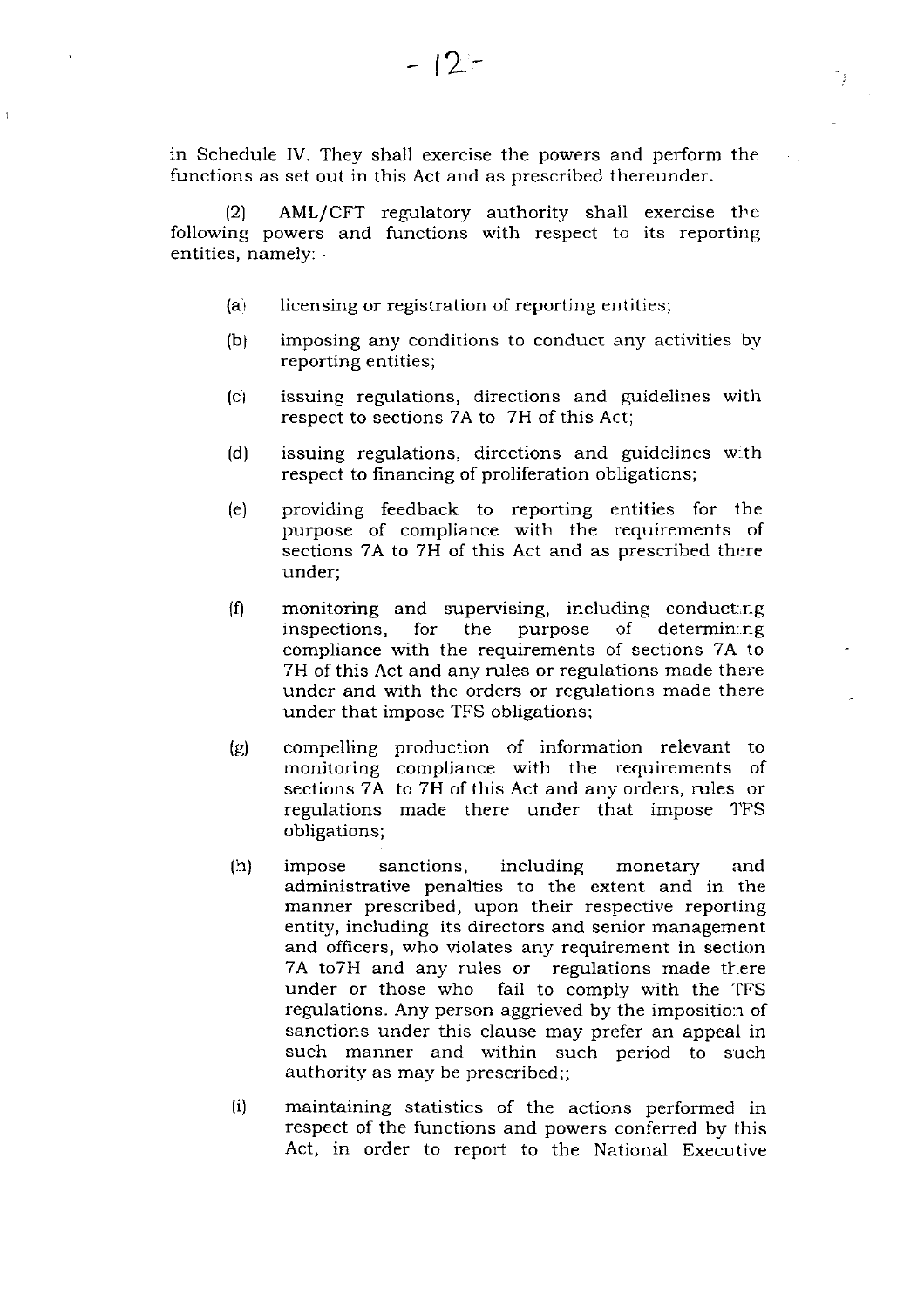in Schedule IV. They shall exercise the powers and perform the functions as set out in this Act and as prescribed thereunder.

(2) AML/CFT regulatory authority shall exercise the following powers and functions with respect to its reporting entities, namely: -

(a) licensing or registration of reporting entities;

(b) imposing any conditions to conduct any activities by reporting entities;

(c) issuing regulations, directions and guidelines with respect to sections 7A to 7H of this Act;

(d) issuing regulations, directions and guidelines with respect to financing of proliferation obligations;

(e) providing feedback to reporting entities for the purpose of compliance with the requirements of sections 7A to 7H of this Act and as prescribed there under;

(f) monitoring and supervising, including conducting inspections, for the purpose of determining compliance with the requirements of sections 7A to 7H of this Act and any rules or regulations made there under and with the orders or regulations made there under that impose TFS obligations;

(g) compelling production of information relevant to monitoring compliance with the requirements of sections 7A to 7H of this Act and any orders, rules or regulations made there under that impose TFS obligations;

(h) impose sanctions, including monetary and administrative penalties to the extent and in the manner prescribed, upon their respective reporting entity, including its directors and senior management and officers, who violates any requirement in section 7A to7H and any rules or regulations made there under or those who fail to comply with the TFS regulations. Any person aggrieved by the imposition of sanctions under this clause may prefer an appeal in such manner and within such period to such authority as may be prescribed;;

(i) maintaining statistics of the actions performed in respect of the functions and powers conferred by this Act, in order to report to the National Executive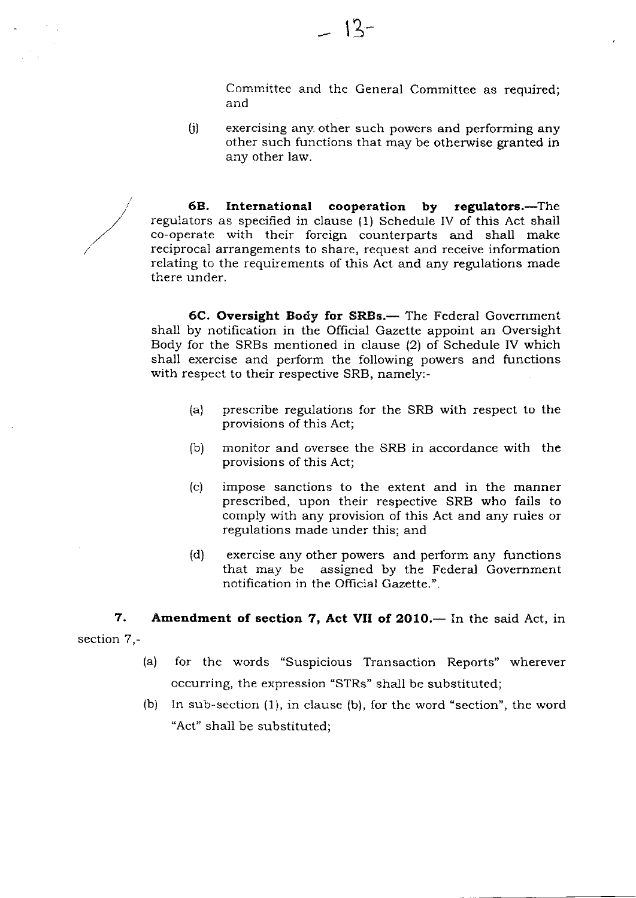Committee and the General Committee as required; and

(j) exercising any other such powers and performing any other such functions that may be otherwise granted in any other law.

**6B. International cooperation by regulators.**—The regulators as specified in clause (1) Schedule IV of this Act shall co-operate with their foreign counterparts and shall make reciprocal arrangements to share, request and receive information relating to the requirements of this Act and any regulations made there under.

**6C. Oversight Body for SRBs.**— The Federal Government shall by notification in the Official Gazette appoint an Oversight Body for the SRBs mentioned in clause (2) of Schedule IV which shall exercise and perform the following powers and functions with respect to their respective SRB, namely:-

(a) prescribe regulations for the SRB with respect to the provisions of this Act;

(b) monitor and oversee the SRB in accordance with the provisions of this Act;

(c) impose sanctions to the extent and in the manner prescribed, upon their respective SRB who fails to comply with any provision of this Act and any rules or regulations made under this; and

(d) exercise any other powers and perform any functions that may be assigned by the Federal Government notification in the Official Gazette.".

**7. Amendment of section 7, Act VII of 2010.**— In the said Act, in section 7,-

(a) for the words "Suspicious Transaction Reports" wherever occurring, the expression "STRs" shall be substituted;

(b) In sub-section (1), in clause (b), for the word "section", the word "Act" shall be substituted;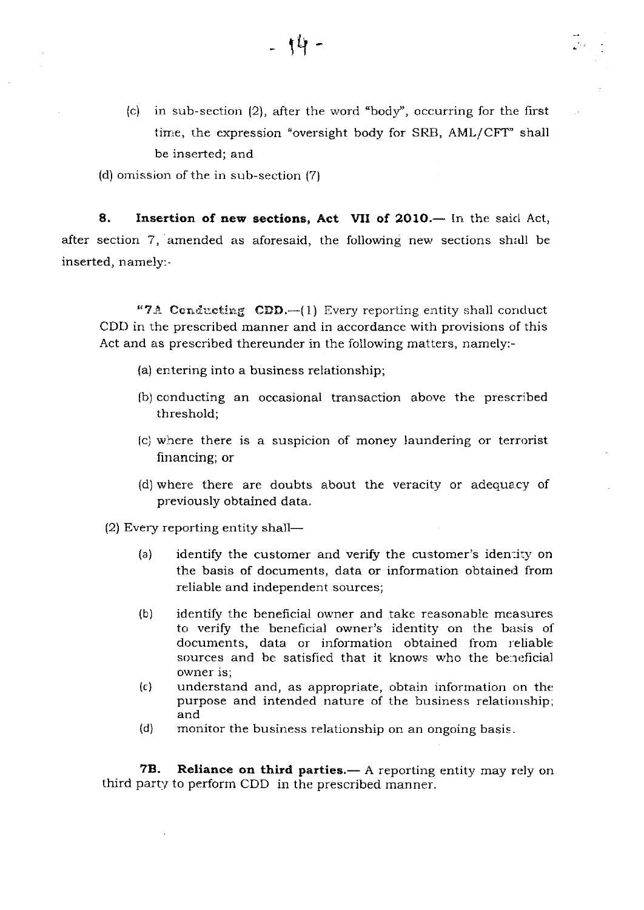(c) in sub-section (2), after the word "body", occurring for the first time, the expression "oversight body for SRB, AML/CFT" shall be inserted; and

(d) omission of the in sub-section (7)

**8. Insertion of new sections, Act VII of 2010.**— In the said Act, after section 7, amended as aforesaid, the following new sections shall be inserted, namely:-

"**7A Conducting CDD.**—(1) Every reporting entity shall conduct CDD in the prescribed manner and in accordance with provisions of this Act and as prescribed thereunder in the following matters, namely:-

(a) entering into a business relationship;

(b) conducting an occasional transaction above the prescribed threshold;

(c) where there is a suspicion of money laundering or terrorist financing; or

(d) where there are doubts about the veracity or adequacy of previously obtained data.

(2) Every reporting entity shall—

(a) identify the customer and verify the customer's identity on the basis of documents, data or information obtained from reliable and independent sources;

(b) identify the beneficial owner and take reasonable measures to verify the beneficial owner's identity on the basis of documents, data or information obtained from reliable sources and be satisfied that it knows who the beneficial owner is;

(c) understand and, as appropriate, obtain information on the purpose and intended nature of the business relationship; and

(d) monitor the business relationship on an ongoing basis.

**7B. Reliance on third parties.**— A reporting entity may rely on third party to perform CDD in the prescribed manner.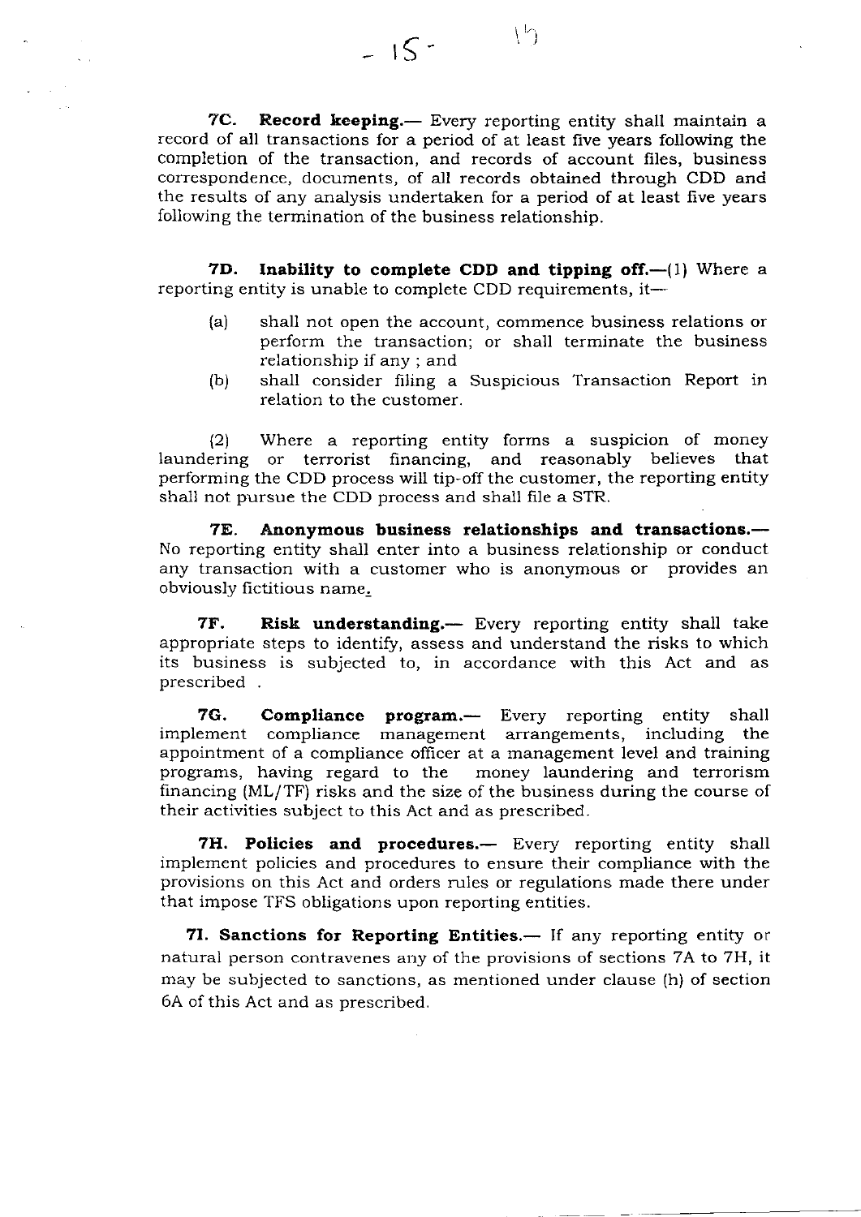**7C. Record keeping.**— Every reporting entity shall maintain a record of all transactions for a period of at least five years following the completion of the transaction, and records of account files, business correspondence, documents, of all records obtained through CDD and the results of any analysis undertaken for a period of at least five years following the termination of the business relationship.

**7D. Inability to complete CDD and tipping off.**—(1) Where a reporting entity is unable to complete CDD requirements, it—

(a) shall not open the account, commence business relations or perform the transaction; or shall terminate the business relationship if any ; and

(b) shall consider filing a Suspicious Transaction Report in relation to the customer.

(2) Where a reporting entity forms a suspicion of money laundering or terrorist financing, and reasonably believes that performing the CDD process will tip-off the customer, the reporting entity shall not pursue the CDD process and shall file a STR.

**7E. Anonymous business relationships and transactions.**— No reporting entity shall enter into a business relationship or conduct any transaction with a customer who is anonymous or provides an obviously fictitious name.

**7F. Risk understanding.**— Every reporting entity shall take appropriate steps to identify, assess and understand the risks to which its business is subjected to, in accordance with this Act and as prescribed .

**7G. Compliance program.**— Every reporting entity shall implement compliance management arrangements, including the appointment of a compliance officer at a management level and training programs, having regard to the money laundering and terrorism financing (ML/TF) risks and the size of the business during the course of their activities subject to this Act and as prescribed.

**7H. Policies and procedures.**— Every reporting entity shall implement policies and procedures to ensure their compliance with the provisions on this Act and orders rules or regulations made there under that impose TFS obligations upon reporting entities.

**7I. Sanctions for Reporting Entities.**— If any reporting entity or natural person contravenes any of the provisions of sections 7A to 7H, it may be subjected to sanctions, as mentioned under clause (h) of section 6A of this Act and as prescribed.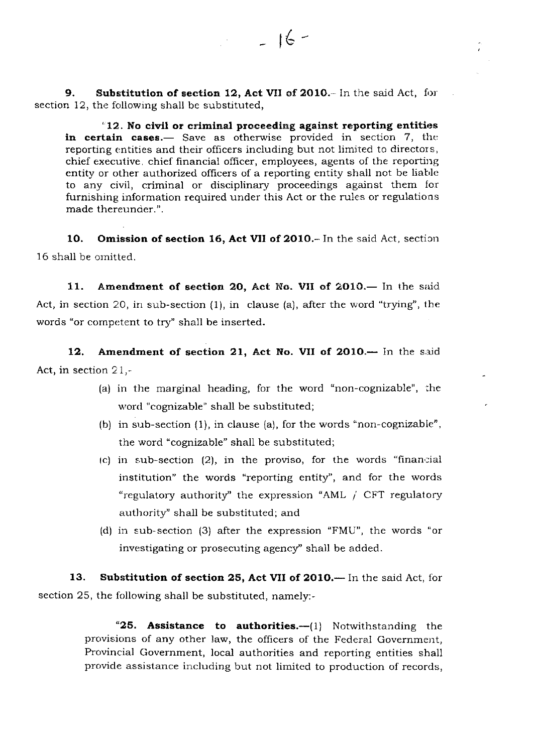**9. Substitution of section 12, Act VII of 2010.**- In the said Act, for section 12, the following shall be substituted,

> "12. **No civil or criminal proceeding against reporting entities in certain cases.**— Save as otherwise provided in section 7, the reporting entities and their officers including but not limited to directors, chief executive, chief financial officer, employees, agents of the reporting entity or other authorized officers of a reporting entity shall not be liable to any civil, criminal or disciplinary proceedings against them for furnishing information required under this Act or the rules or regulations made thereunder.".

**10. Omission of section 16, Act VII of 2010.**- In the said Act, section 16 shall be omitted.

**11. Amendment of section 20, Act No. VII of 2010.**— In the said Act, in section 20, in sub-section (1), in clause (a), after the word "trying", the words "or competent to try" shall be inserted.

**12. Amendment of section 21, Act No. VII of 2010.**— In the said Act, in section 21,-

(a) in the marginal heading, for the word "non-cognizable", the word "cognizable" shall be substituted;

(b) in sub-section (1), in clause (a), for the words "non-cognizable", the word "cognizable" shall be substituted;

(c) in sub-section (2), in the proviso, for the words "financial institution" the words "reporting entity", and for the words "regulatory authority" the expression "AML / CFT regulatory authority" shall be substituted; and

(d) in sub-section (3) after the expression "FMU", the words "or investigating or prosecuting agency" shall be added.

**13. Substitution of section 25, Act VII of 2010.**— In the said Act, for section 25, the following shall be substituted, namely:-

> "**25. Assistance to authorities.**—(1) Notwithstanding the provisions of any other law, the officers of the Federal Government, Provincial Government, local authorities and reporting entities shall provide assistance including but not limited to production of records,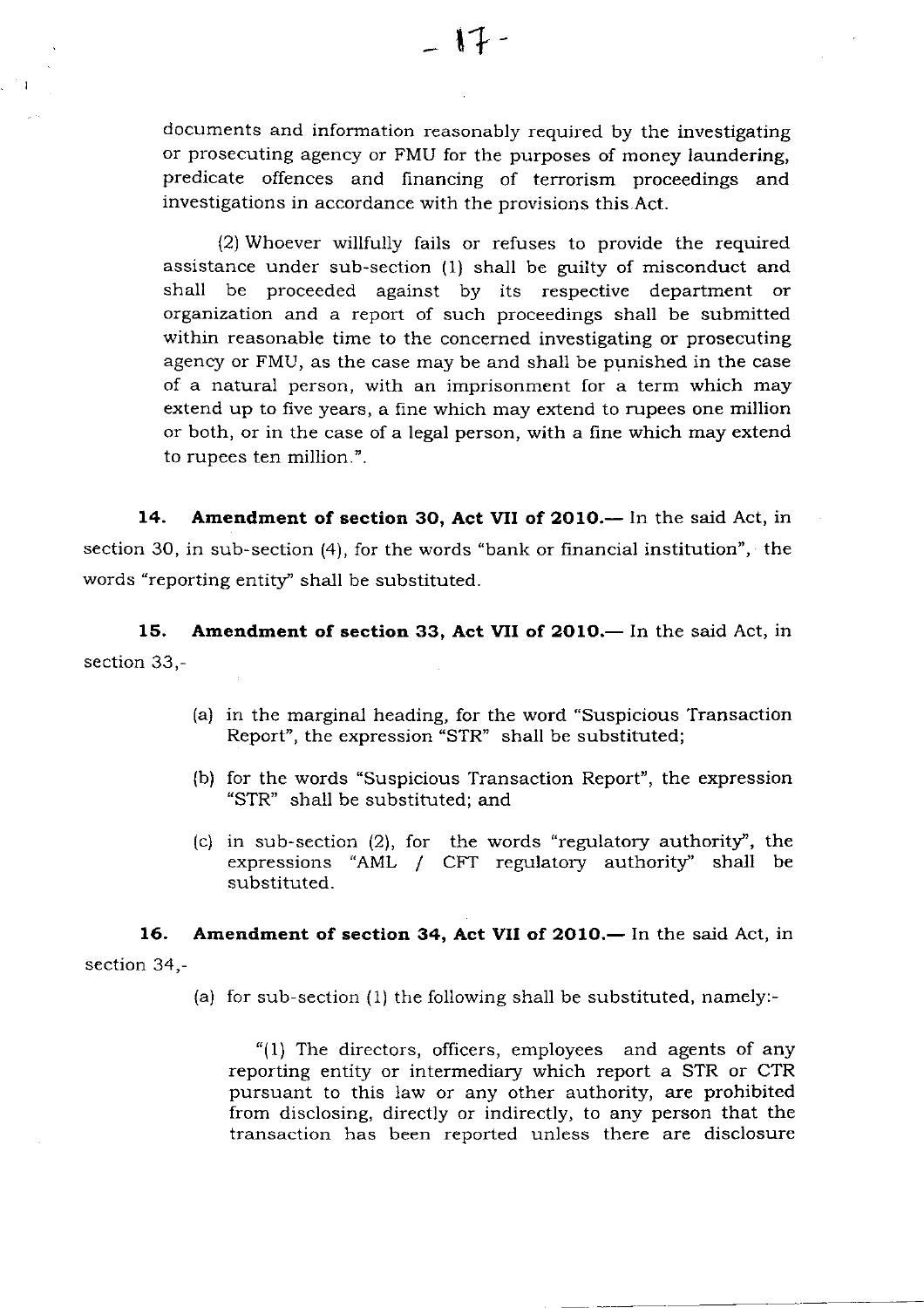documents and information reasonably required by the investigating or prosecuting agency or FMU for the purposes of money laundering, predicate offences and financing of terrorism proceedings and investigations in accordance with the provisions this Act.

(2) Whoever willfully fails or refuses to provide the required assistance under sub-section (1) shall be guilty of misconduct and shall be proceeded against by its respective department or organization and a report of such proceedings shall be submitted within reasonable time to the concerned investigating or prosecuting agency or FMU, as the case may be and shall be punished in the case of a natural person, with an imprisonment for a term which may extend up to five years, a fine which may extend to rupees one million or both, or in the case of a legal person, with a fine which may extend to rupees ten million.".

**14. Amendment of section 30, Act VII of 2010.—** In the said Act, in section 30, in sub-section (4), for the words "bank or financial institution", the words "reporting entity" shall be substituted.

**15. Amendment of section 33, Act VII of 2010.—** In the said Act, in section 33,-

(a) in the marginal heading, for the word "Suspicious Transaction Report", the expression "STR" shall be substituted;

(b) for the words "Suspicious Transaction Report", the expression "STR" shall be substituted; and

(c) in sub-section (2), for the words "regulatory authority", the expressions "AML / CFT regulatory authority" shall be substituted.

**16. Amendment of section 34, Act VII of 2010.—** In the said Act, in section 34,-

(a) for sub-section (1) the following shall be substituted, namely:-

"(1) The directors, officers, employees and agents of any reporting entity or intermediary which report a STR or CTR pursuant to this law or any other authority, are prohibited from disclosing, directly or indirectly, to any person that the transaction has been reported unless there are disclosure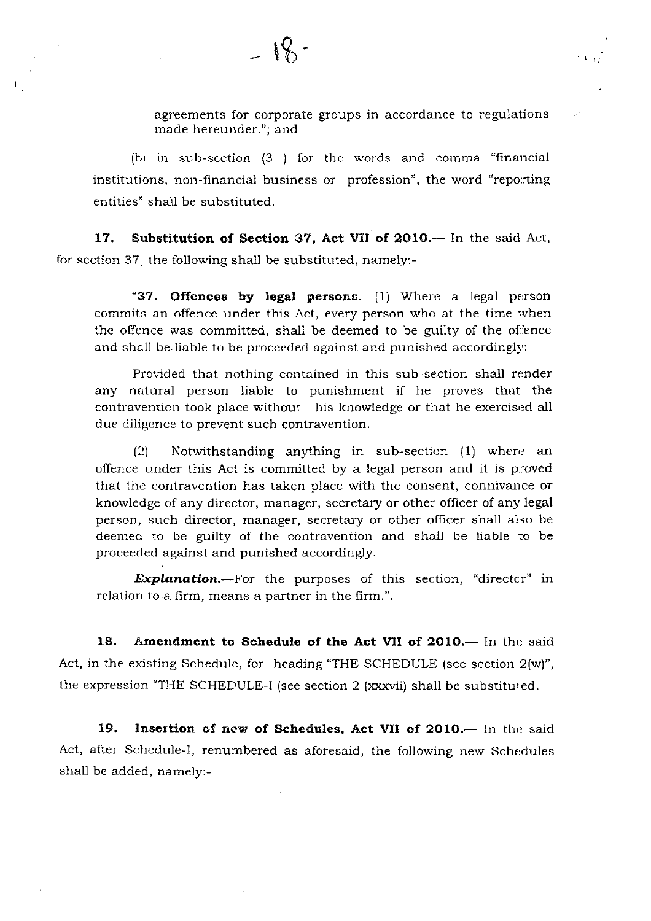agreements for corporate groups in accordance to regulations made hereunder."; and

(b) in sub-section (3 ) for the words and comma "financial institutions, non-financial business or profession", the word "reporting entities" shall be substituted.

**17. Substitution of Section 37, Act VII of 2010.**— In the said Act, for section 37, the following shall be substituted, namely:-

"**37. Offences by legal persons.**—(1) Where a legal person commits an offence under this Act, every person who at the time when the offence was committed, shall be deemed to be guilty of the offence and shall be liable to be proceeded against and punished accordingly:

Provided that nothing contained in this sub-section shall render any natural person liable to punishment if he proves that the contravention took place without his knowledge or that he exercised all due diligence to prevent such contravention.

(2) Notwithstanding anything in sub-section (1) where an offence under this Act is committed by a legal person and it is proved that the contravention has taken place with the consent, connivance or knowledge of any director, manager, secretary or other officer of any legal person, such director, manager, secretary or other officer shall also be deemed to be guilty of the contravention and shall be liable to be proceeded against and punished accordingly.

***Explanation.***—For the purposes of this section, "director" in relation to a firm, means a partner in the firm.".

**18. Amendment to Schedule of the Act VII of 2010.**— In the said Act, in the existing Schedule, for heading "THE SCHEDULE (see section 2(w)", the expression "THE SCHEDULE-I (see section 2 (xxxvii) shall be substituted.

**19. Insertion of new of Schedules, Act VII of 2010.**— In the said Act, after Schedule-I, renumbered as aforesaid, the following new Schedules shall be added, namely:-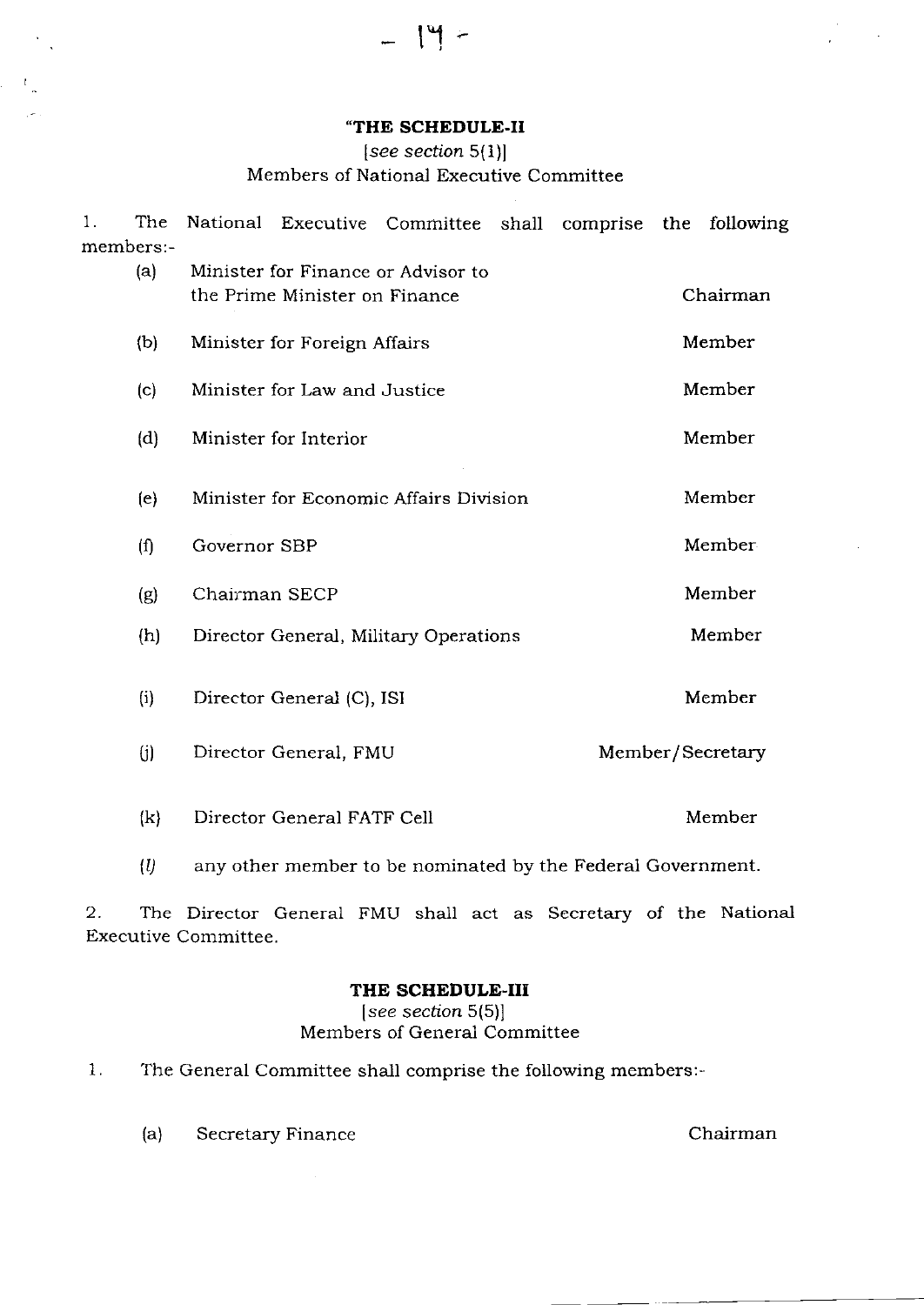**"THE SCHEDULE-II**

[*see section* 5(1)]

Members of National Executive Committee

1. The National Executive Committee shall comprise the following members:-

| | | |
|---|---|---|
| (a) | Minister for Finance or Advisor to the Prime Minister on Finance | Chairman |
| (b) | Minister for Foreign Affairs | Member |
| (c) | Minister for Law and Justice | Member |
| (d) | Minister for Interior | Member |
| (e) | Minister for Economic Affairs Division | Member |
| (f) | Governor SBP | Member |
| (g) | Chairman SECP | Member |
| (h) | Director General, Military Operations | Member |
| (i) | Director General (C), ISI | Member |
| (j) | Director General, FMU | Member/Secretary |
| (k) | Director General FATF Cell | Member |
| (*l*) | any other member to be nominated by the Federal Government. | |

2. The Director General FMU shall act as Secretary of the National Executive Committee.

**THE SCHEDULE-III**

[*see section* 5(5)]

Members of General Committee

1. The General Committee shall comprise the following members:-

| | | |
|---|---|---|
| (a) | Secretary Finance | Chairman |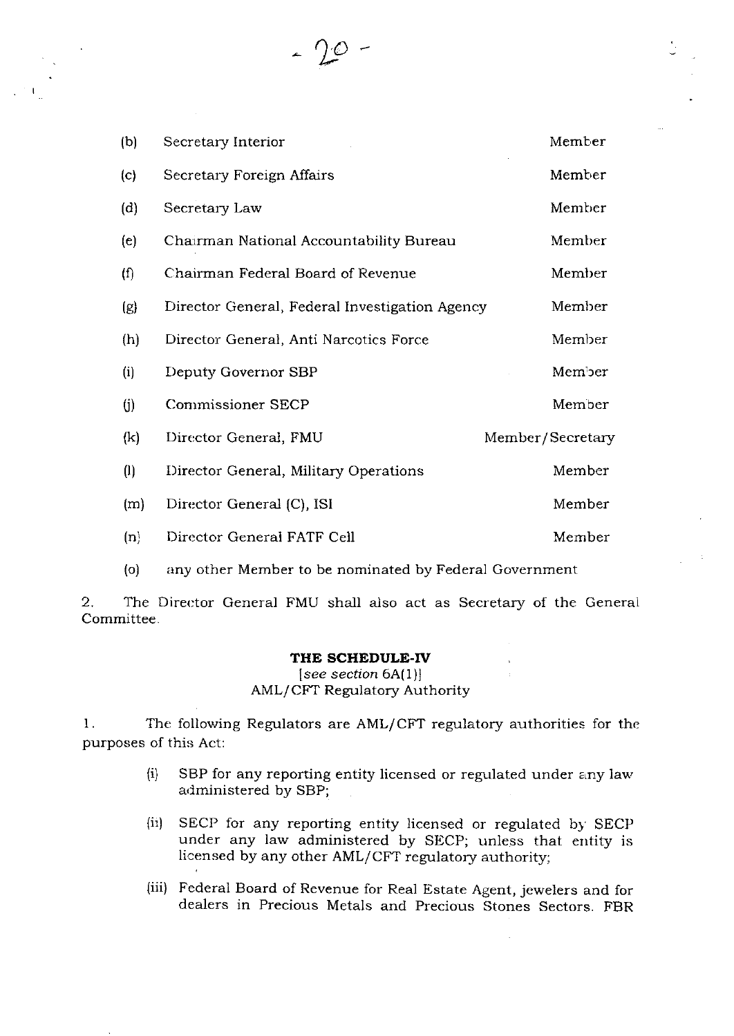| | | |
|---|---|---|
| (b) | Secretary Interior | Member |
| (c) | Secretary Foreign Affairs | Member |
| (d) | Secretary Law | Member |
| (e) | Chairman National Accountability Bureau | Member |
| (f) | Chairman Federal Board of Revenue | Member |
| (g) | Director General, Federal Investigation Agency | Member |
| (h) | Director General, Anti Narcotics Force | Member |
| (i) | Deputy Governor SBP | Member |
| (j) | Commissioner SECP | Member |
| (k) | Director General, FMU | Member/Secretary |
| (l) | Director General, Military Operations | Member |
| (m) | Director General (C), ISI | Member |
| (n) | Director General FATF Cell | Member |
| (o) | any other Member to be nominated by Federal Government | |

2. The Director General FMU shall also act as Secretary of the General Committee.

### THE SCHEDULE-IV

[*see section* 6A(1)]

AML/CFT Regulatory Authority

1. The following Regulators are AML/CFT regulatory authorities for the purposes of this Act:

(i) SBP for any reporting entity licensed or regulated under any law administered by SBP;

(ii) SECP for any reporting entity licensed or regulated by SECP under any law administered by SECP; unless that entity is licensed by any other AML/CFT regulatory authority;

(iii) Federal Board of Revenue for Real Estate Agent, jewelers and for dealers in Precious Metals and Precious Stones Sectors. FBR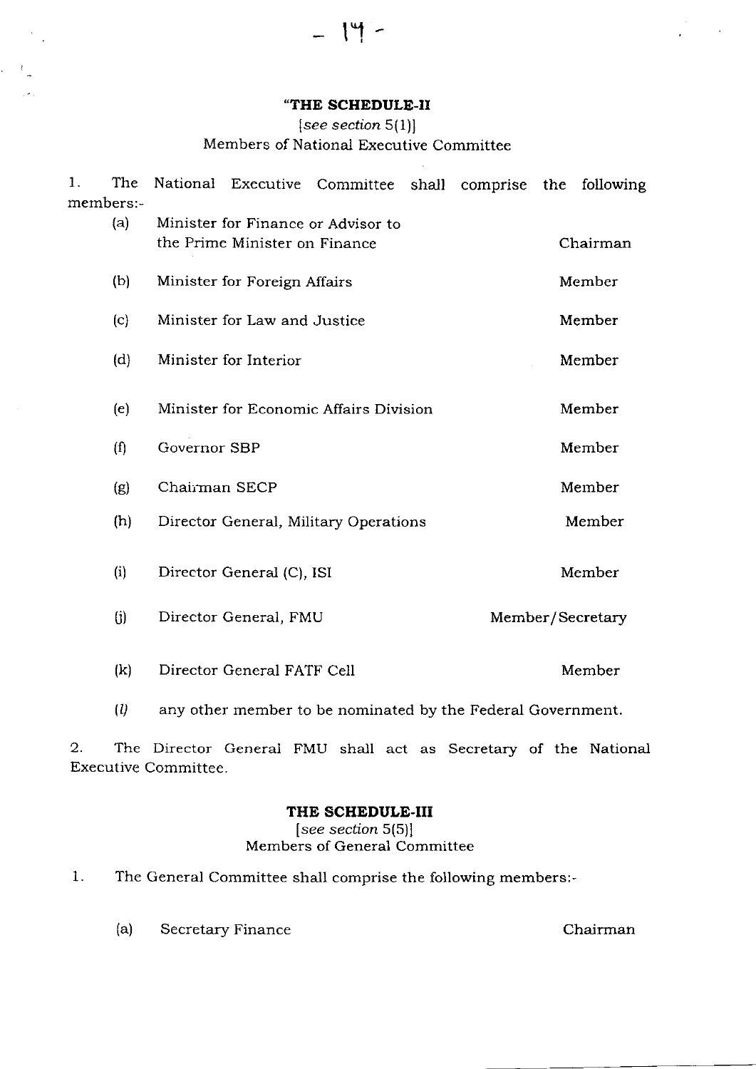**"THE SCHEDULE-II**

[*see section* 5(1)]

Members of National Executive Committee

1. The National Executive Committee shall comprise the following members:-

| | | |
|---|---|---|
| (a) | Minister for Finance or Advisor to the Prime Minister on Finance | Chairman |
| (b) | Minister for Foreign Affairs | Member |
| (c) | Minister for Law and Justice | Member |
| (d) | Minister for Interior | Member |
| (e) | Minister for Economic Affairs Division | Member |
| (f) | Governor SBP | Member |
| (g) | Chairman SECP | Member |
| (h) | Director General, Military Operations | Member |
| (i) | Director General (C), ISI | Member |
| (j) | Director General, FMU | Member/Secretary |
| (k) | Director General FATF Cell | Member |
| (*l*) | any other member to be nominated by the Federal Government. | |

2. The Director General FMU shall act as Secretary of the National Executive Committee.

**THE SCHEDULE-III**

[*see section* 5(5)]

Members of General Committee

1. The General Committee shall comprise the following members:-

| | | |
|---|---|---|
| (a) | Secretary Finance | Chairman |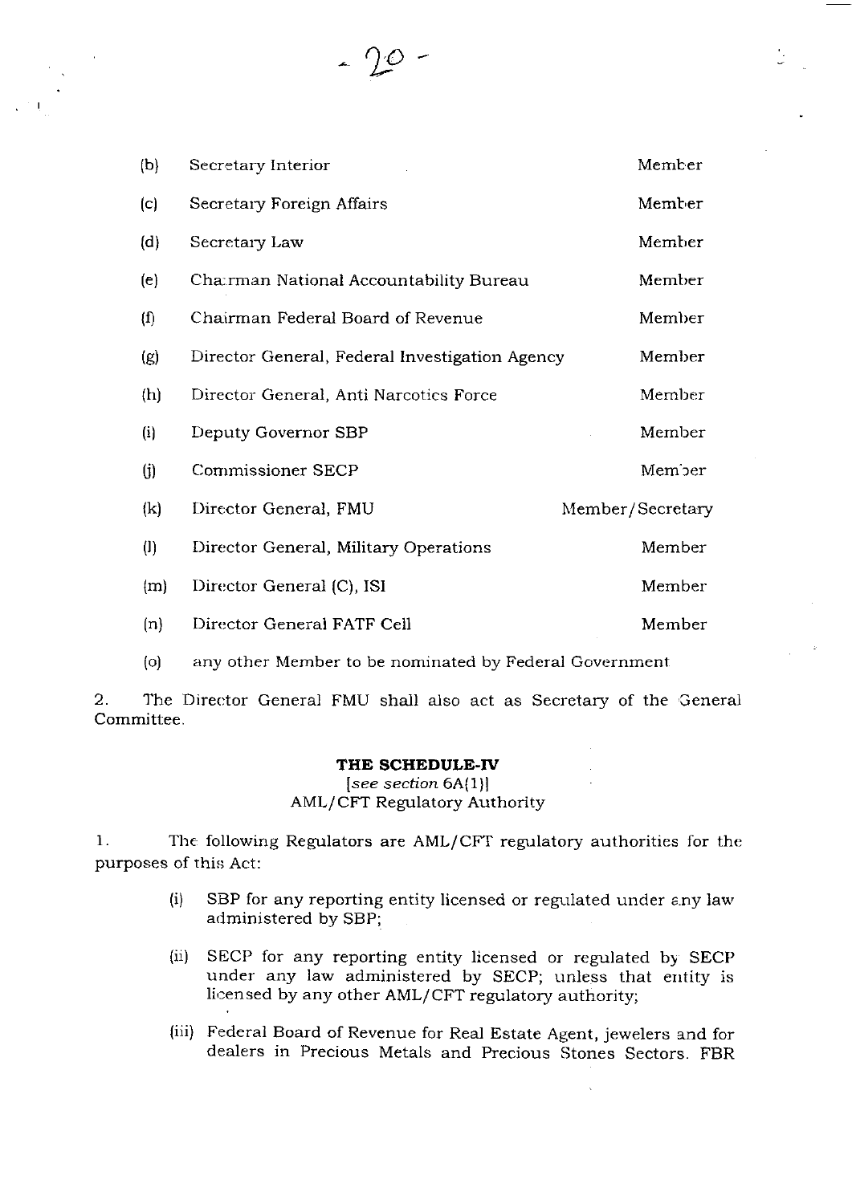| | | |
|---|---|---|
| (b) | Secretary Interior | Member |
| (c) | Secretary Foreign Affairs | Member |
| (d) | Secretary Law | Member |
| (e) | Chairman National Accountability Bureau | Member |
| (f) | Chairman Federal Board of Revenue | Member |
| (g) | Director General, Federal Investigation Agency | Member |
| (h) | Director General, Anti Narcotics Force | Member |
| (i) | Deputy Governor SBP | Member |
| (j) | Commissioner SECP | Member |
| (k) | Director General, FMU | Member/Secretary |
| (l) | Director General, Military Operations | Member |
| (m) | Director General (C), ISI | Member |
| (n) | Director General FATF Cell | Member |
| (o) | any other Member to be nominated by Federal Government | |

2. The Director General FMU shall also act as Secretary of the General Committee.

**THE SCHEDULE-IV**

[*see section* 6A(1)]

AML/CFT Regulatory Authority

1. The following Regulators are AML/CFT regulatory authorities for the purposes of this Act:

(i) SBP for any reporting entity licensed or regulated under any law administered by SBP;

(ii) SECP for any reporting entity licensed or regulated by SECP under any law administered by SECP; unless that entity is licensed by any other AML/CFT regulatory authority;

(iii) Federal Board of Revenue for Real Estate Agent, jewelers and for dealers in Precious Metals and Precious Stones Sectors. FBR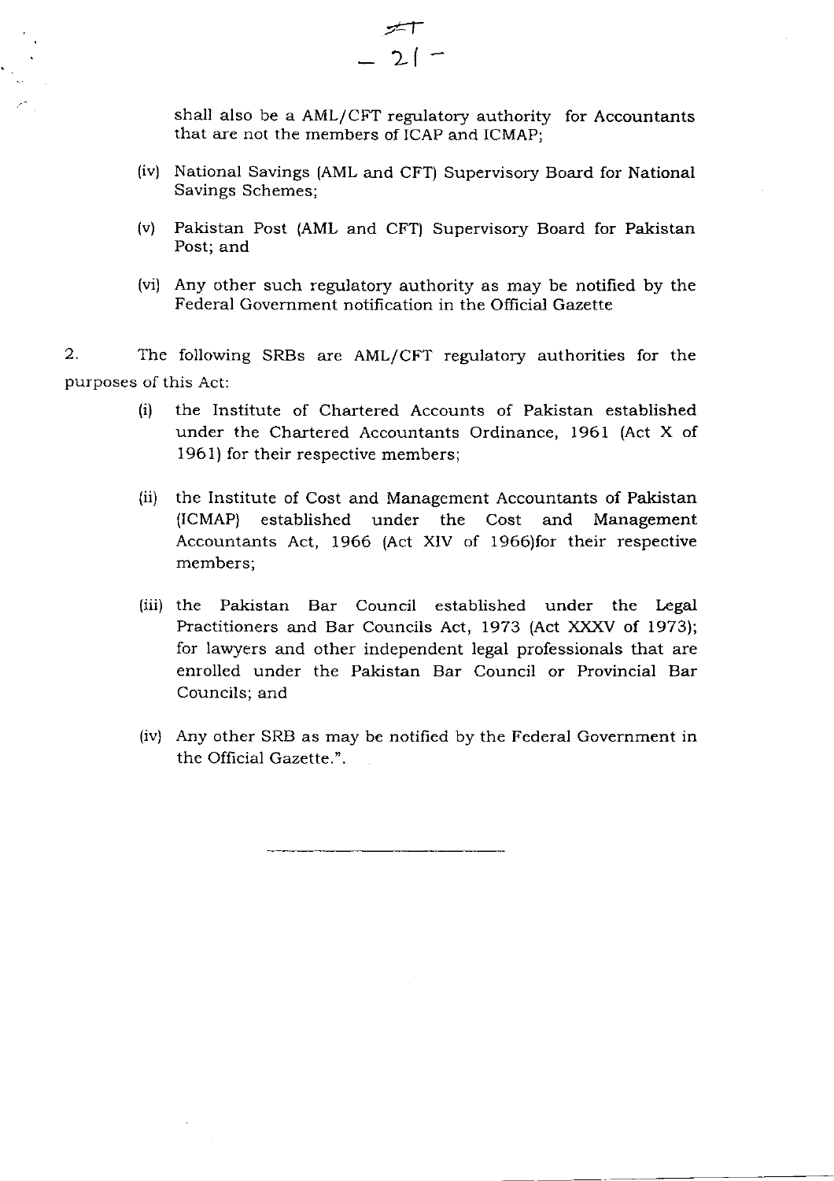shall also be a AML/CFT regulatory authority for Accountants that are not the members of ICAP and ICMAP;

(iv) National Savings (AML and CFT) Supervisory Board for National Savings Schemes;

(v) Pakistan Post (AML and CFT) Supervisory Board for Pakistan Post; and

(vi) Any other such regulatory authority as may be notified by the Federal Government notification in the Official Gazette

2. The following SRBs are AML/CFT regulatory authorities for the purposes of this Act:

(i) the Institute of Chartered Accounts of Pakistan established under the Chartered Accountants Ordinance, 1961 (Act X of 1961) for their respective members;

(ii) the Institute of Cost and Management Accountants of Pakistan (ICMAP) established under the Cost and Management Accountants Act, 1966 (Act XIV of 1966)for their respective members;

(iii) the Pakistan Bar Council established under the Legal Practitioners and Bar Councils Act, 1973 (Act XXXV of 1973); for lawyers and other independent legal professionals that are enrolled under the Pakistan Bar Council or Provincial Bar Councils; and

(iv) Any other SRB as may be notified by the Federal Government in the Official Gazette.".

---